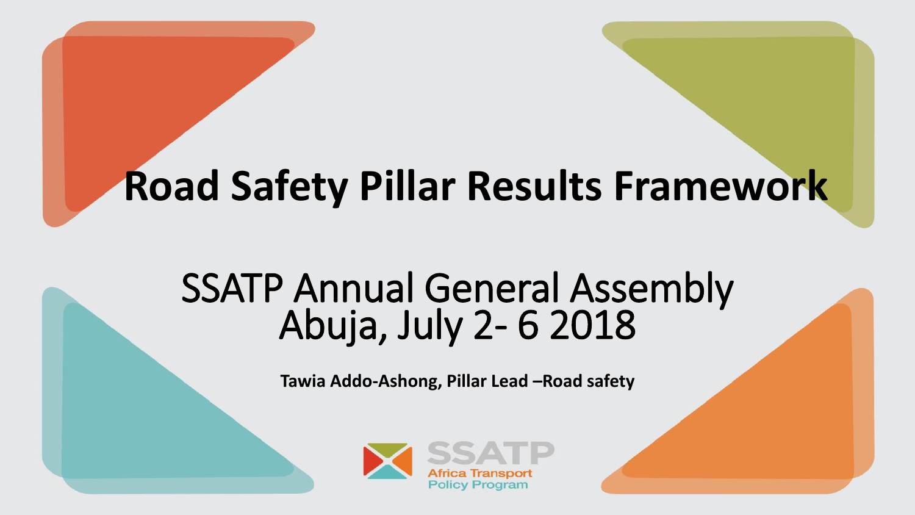# Road Safety Pillar Results Framework

## SSATP Annual General Assembly
## Abuja, July 2- 6 2018

**Tawia Addo-Ashong, Pillar Lead –Road safety**

SSATP
Africa Transport
Policy Program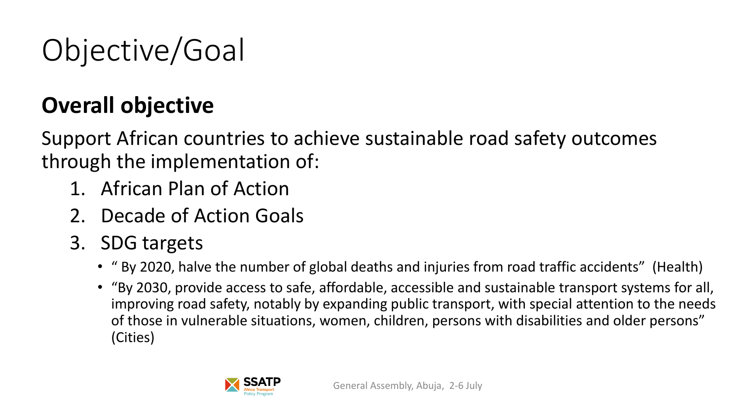# Objective/Goal

## Overall objective

Support African countries to achieve sustainable road safety outcomes through the implementation of:

1. African Plan of Action
2. Decade of Action Goals
3. SDG targets
   - " By 2020, halve the number of global deaths and injuries from road traffic accidents" (Health)
   - "By 2030, provide access to safe, affordable, accessible and sustainable transport systems for all, improving road safety, notably by expanding public transport, with special attention to the needs of those in vulnerable situations, women, children, persons with disabilities and older persons" (Cities)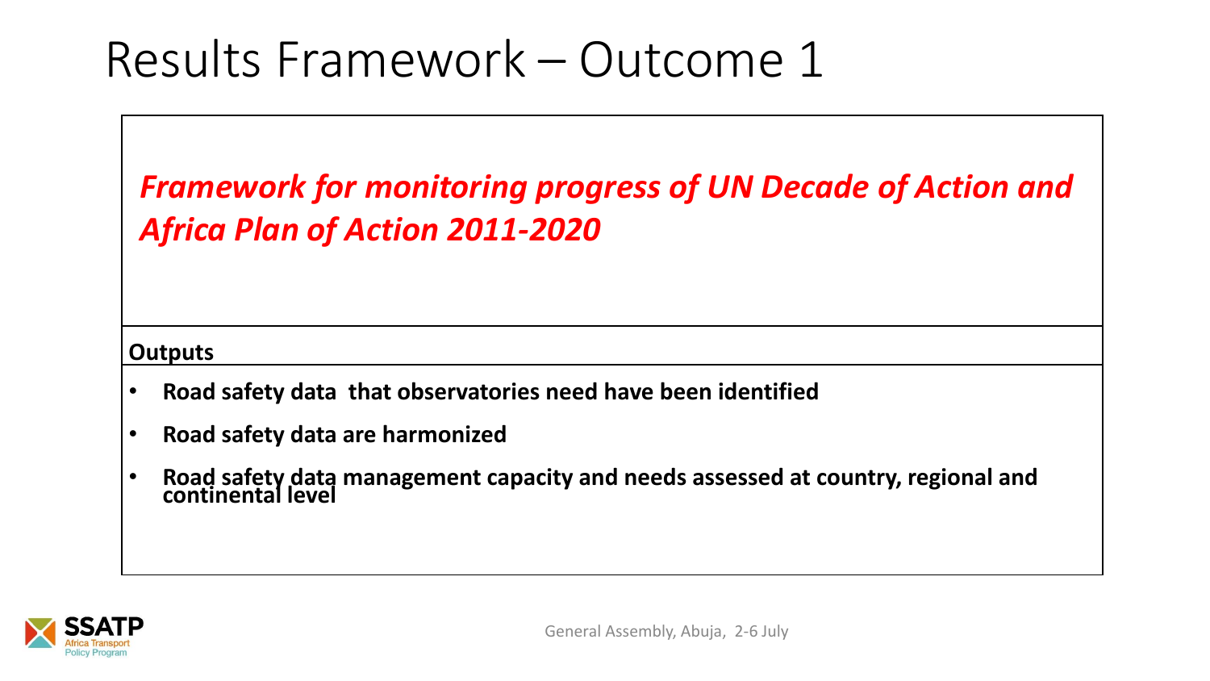# Results Framework – Outcome 1

***Framework for monitoring progress of UN Decade of Action and Africa Plan of Action 2011-2020***

**Outputs**

- **Road safety data that observatories need have been identified**
- **Road safety data are harmonized**
- **Road safety data management capacity and needs assessed at country, regional and continental level**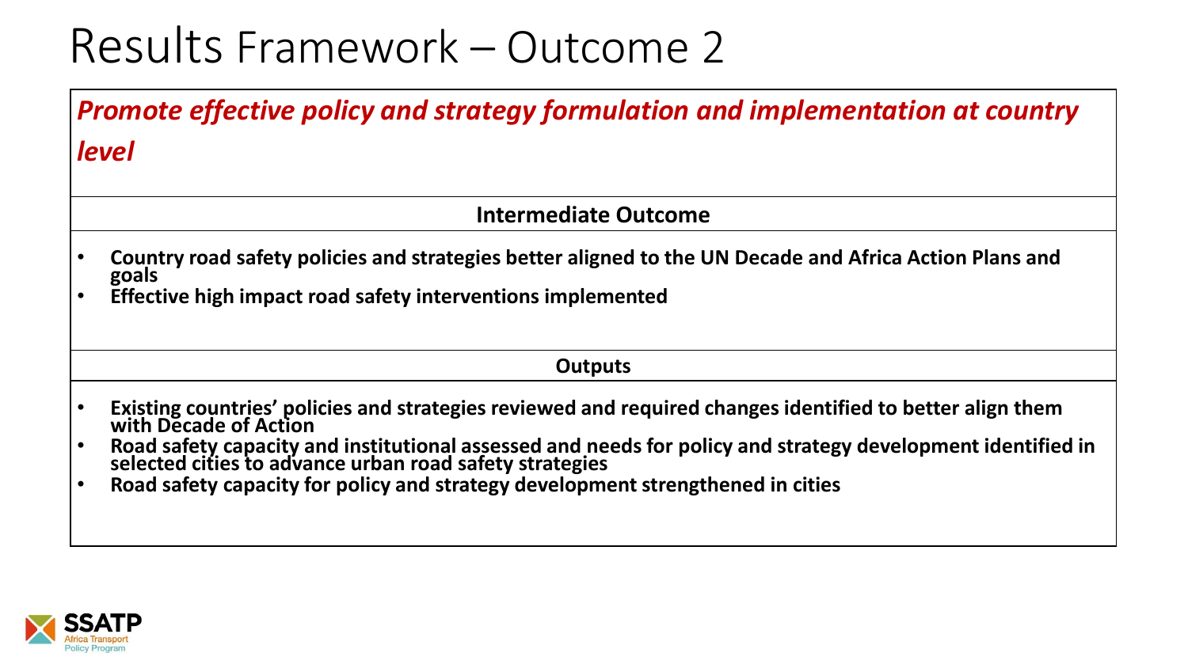# Results Framework – Outcome 2

***Promote effective policy and strategy formulation and implementation at country level***

**Intermediate Outcome**

- **Country road safety policies and strategies better aligned to the UN Decade and Africa Action Plans and goals**
- **Effective high impact road safety interventions implemented**

**Outputs**

- **Existing countries' policies and strategies reviewed and required changes identified to better align them with Decade of Action**
- **Road safety capacity and institutional assessed and needs for policy and strategy development identified in selected cities to advance urban road safety strategies**
- **Road safety capacity for policy and strategy development strengthened in cities**

SSATP Africa Transport Policy Program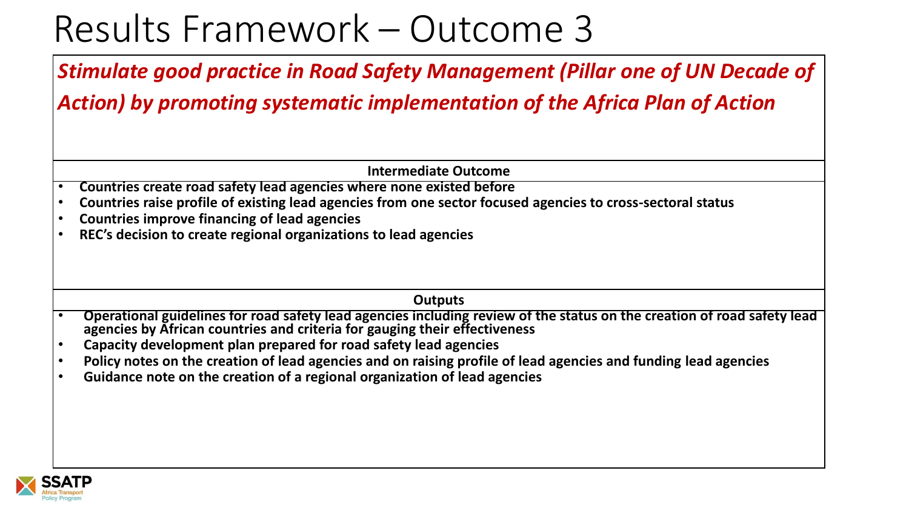# Results Framework – Outcome 3

***Stimulate good practice in Road Safety Management (Pillar one of UN Decade of Action) by promoting systematic implementation of the Africa Plan of Action***

**Intermediate Outcome**

- **Countries create road safety lead agencies where none existed before**
- **Countries raise profile of existing lead agencies from one sector focused agencies to cross-sectoral status**
- **Countries improve financing of lead agencies**
- **REC's decision to create regional organizations to lead agencies**

**Outputs**

- **Operational guidelines for road safety lead agencies including review of the status on the creation of road safety lead agencies by African countries and criteria for gauging their effectiveness**
- **Capacity development plan prepared for road safety lead agencies**
- **Policy notes on the creation of lead agencies and on raising profile of lead agencies and funding lead agencies**
- **Guidance note on the creation of a regional organization of lead agencies**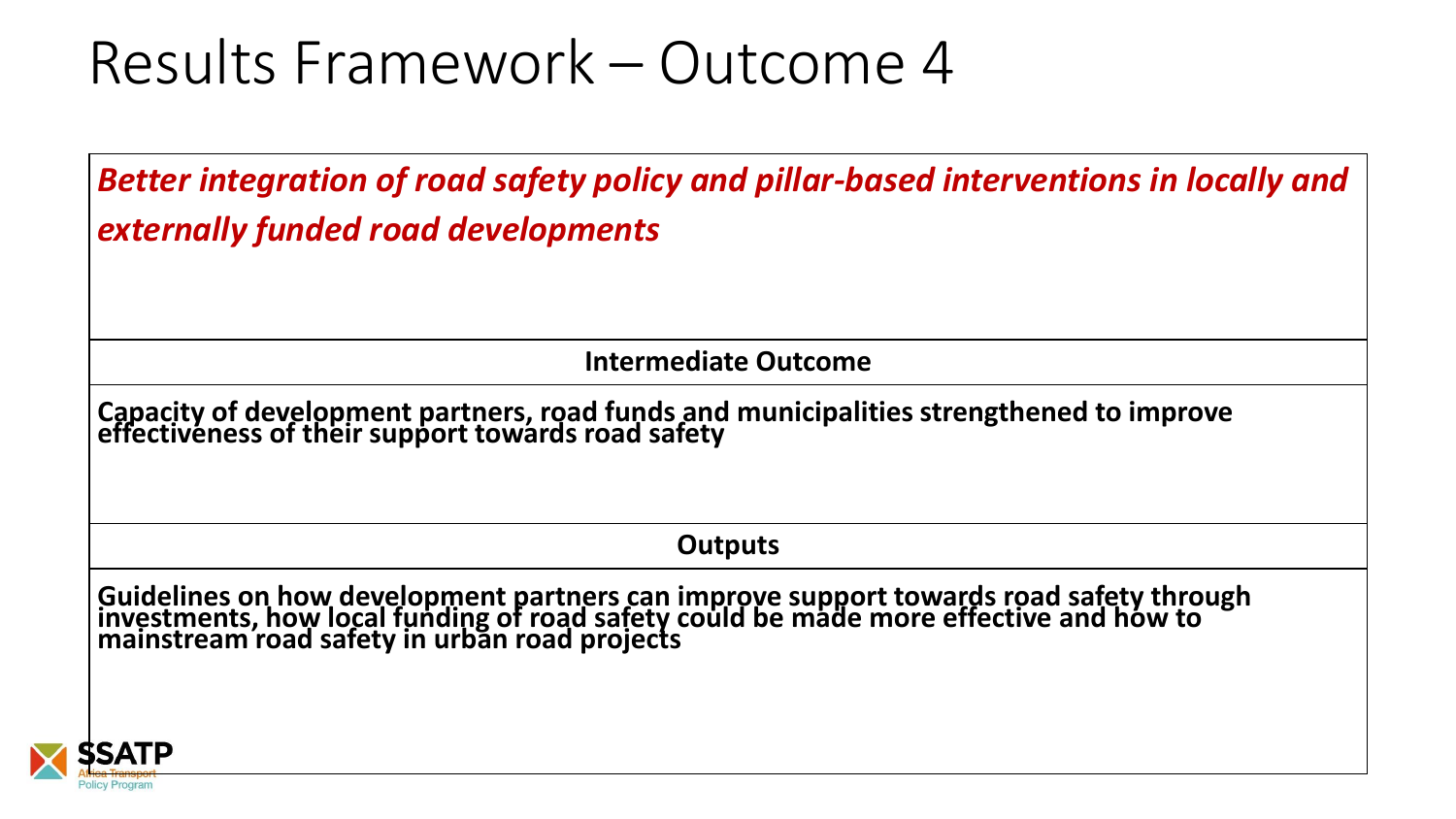# Results Framework – Outcome 4

| *Better integration of road safety policy and pillar-based interventions in locally and externally funded road developments* |
|---|
| **Intermediate Outcome** |
| **Capacity of development partners, road funds and municipalities strengthened to improve effectiveness of their support towards road safety** |
| **Outputs** |
| **Guidelines on how development partners can improve support towards road safety through investments, how local funding of road safety could be made more effective and how to mainstream road safety in urban road projects** |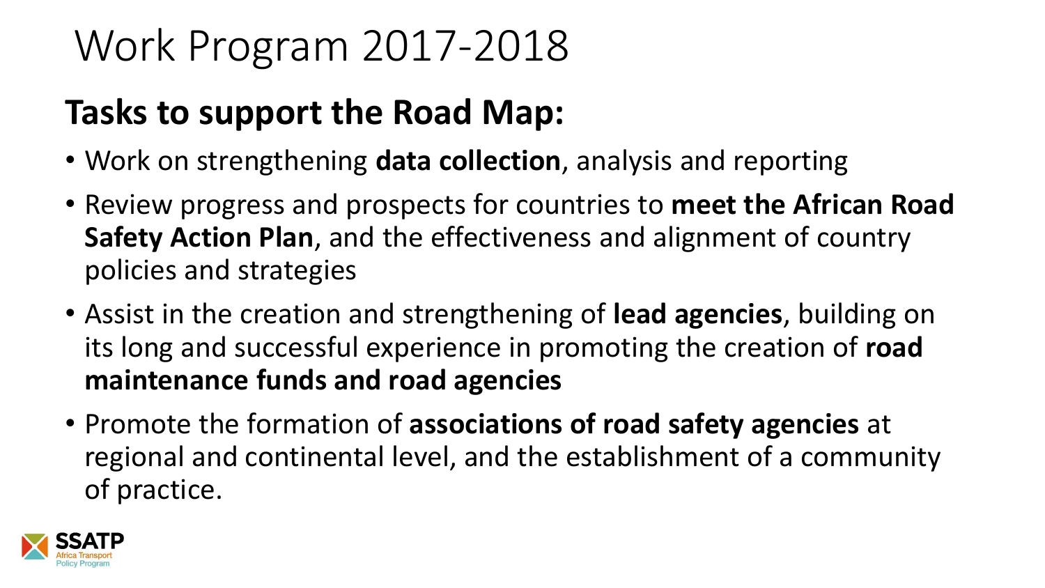# Work Program 2017-2018

## Tasks to support the Road Map:

- Work on strengthening **data collection**, analysis and reporting
- Review progress and prospects for countries to **meet the African Road Safety Action Plan**, and the effectiveness and alignment of country policies and strategies
- Assist in the creation and strengthening of **lead agencies**, building on its long and successful experience in promoting the creation of **road maintenance funds and road agencies**
- Promote the formation of **associations of road safety agencies** at regional and continental level, and the establishment of a community of practice.

SSATP
Africa Transport Policy Program